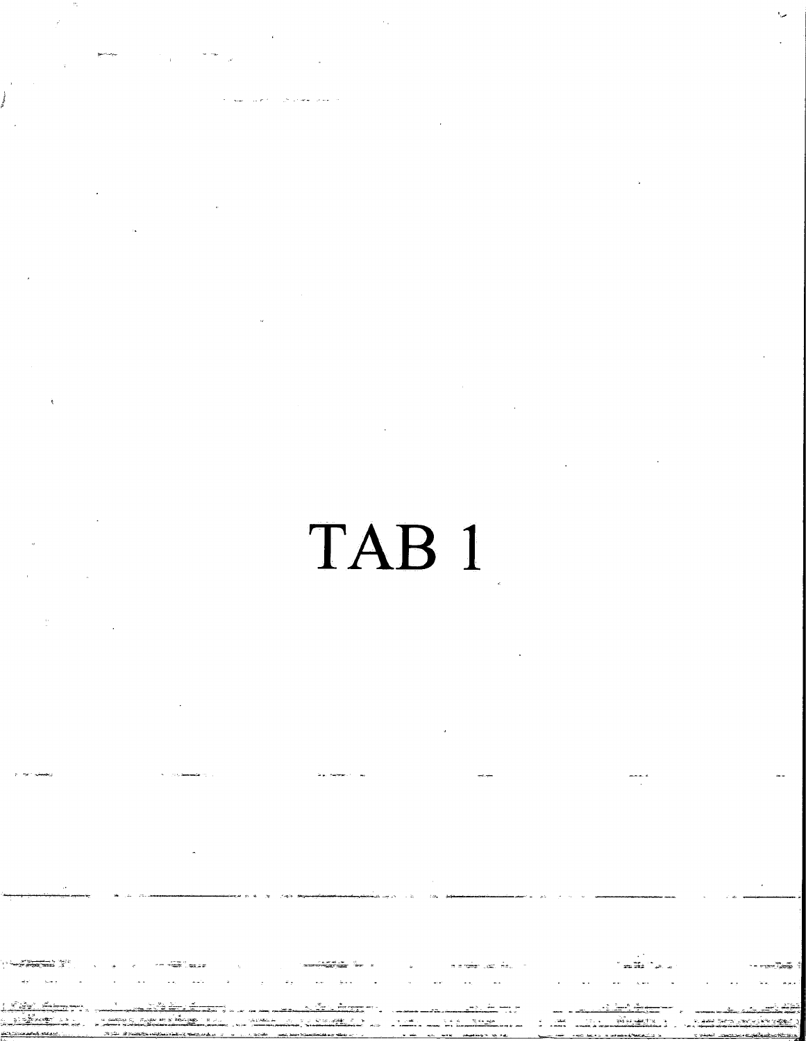# TAB 1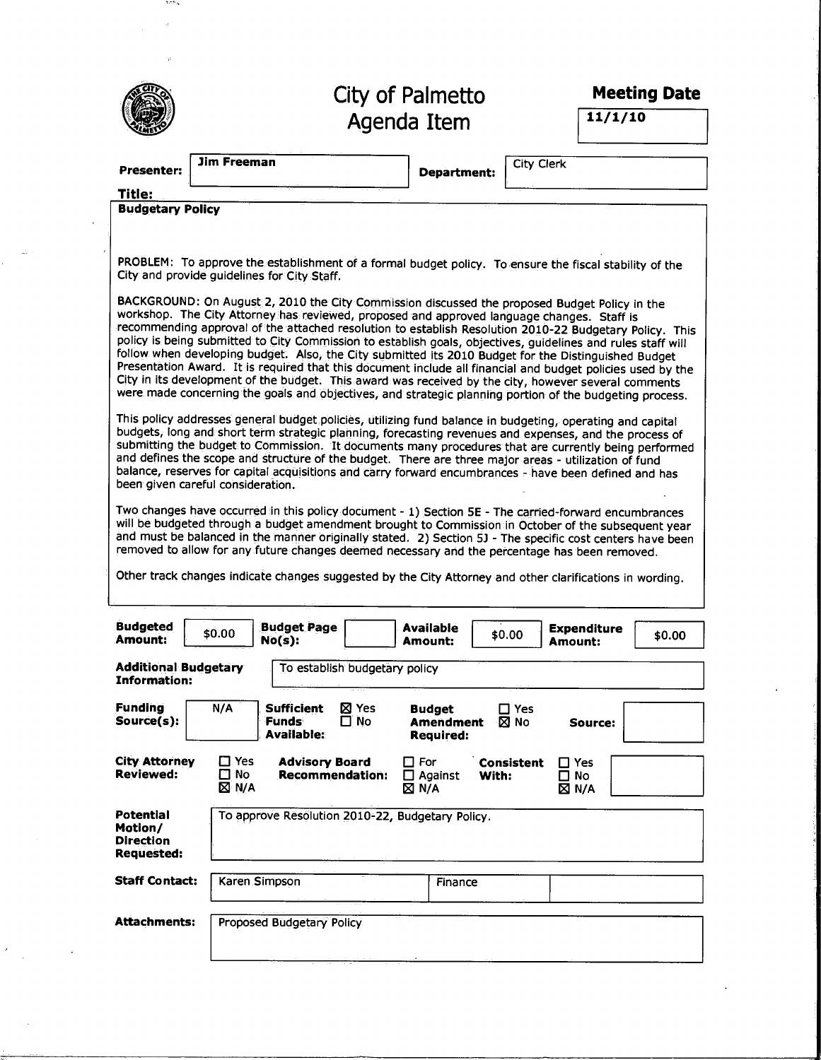# City of Palmetto Agenda Item

**Meeting Date:** 11/1/10

**Presenter:** Jim Freeman

**Department:** City Clerk

**Title:**

**Budgetary Policy**

PROBLEM: To approve the establishment of a formal budget policy. To ensure the fiscal stability of the City and provide guidelines for City Staff.

BACKGROUND: On August 2, 2010 the City Commission discussed the proposed Budget Policy in the workshop. The City Attorney has reviewed, proposed and approved language changes. Staff is recommending approval of the attached resolution to establish Resolution 2010-22 Budgetary Policy. This policy is being submitted to City Commission to establish goals, objectives, guidelines and rules staff will follow when developing budget. Also, the City submitted its 2010 Budget for the Distinguished Budget Presentation Award. It is required that this document include all financial and budget policies used by the City in its development of the budget. This award was received by the city, however several comments were made concerning the goals and objectives, and strategic planning portion of the budgeting process.

This policy addresses general budget policies, utilizing fund balance in budgeting, operating and capital budgets, long and short term strategic planning, forecasting revenues and expenses, and the process of submitting the budget to Commission. It documents many procedures that are currently being performed and defines the scope and structure of the budget. There are three major areas - utilization of fund balance, reserves for capital acquisitions and carry forward encumbrances - have been defined and has been given careful consideration.

Two changes have occurred in this policy document - 1) Section 5E - The carried-forward encumbrances will be budgeted through a budget amendment brought to Commission in October of the subsequent year and must be balanced in the manner originally stated. 2) Section 5J - The specific cost centers have been removed to allow for any future changes deemed necessary and the percentage has been removed.

Other track changes indicate changes suggested by the City Attorney and other clarifications in wording.

| Budgeted Amount: | Budget Page No(s): | Available Amount: | Expenditure Amount: |
|---|---|---|---|
| $0.00 | | $0.00 | $0.00 |

**Additional Budgetary Information:** To establish budgetary policy

**Funding Source(s):** N/A

**Sufficient Funds Available:** ☒ Yes ☐ No

**Budget Amendment Required:** ☐ Yes ☒ No

**Source:**

**City Attorney Reviewed:** ☐ Yes ☐ No ☒ N/A

**Advisory Board Recommendation:** ☐ For ☐ Against ☒ N/A

**Consistent With:** ☐ Yes ☐ No ☒ N/A

**Potential Motion/ Direction Requested:** To approve Resolution 2010-22, Budgetary Policy.

**Staff Contact:** Karen Simpson — Finance

**Attachments:** Proposed Budgetary Policy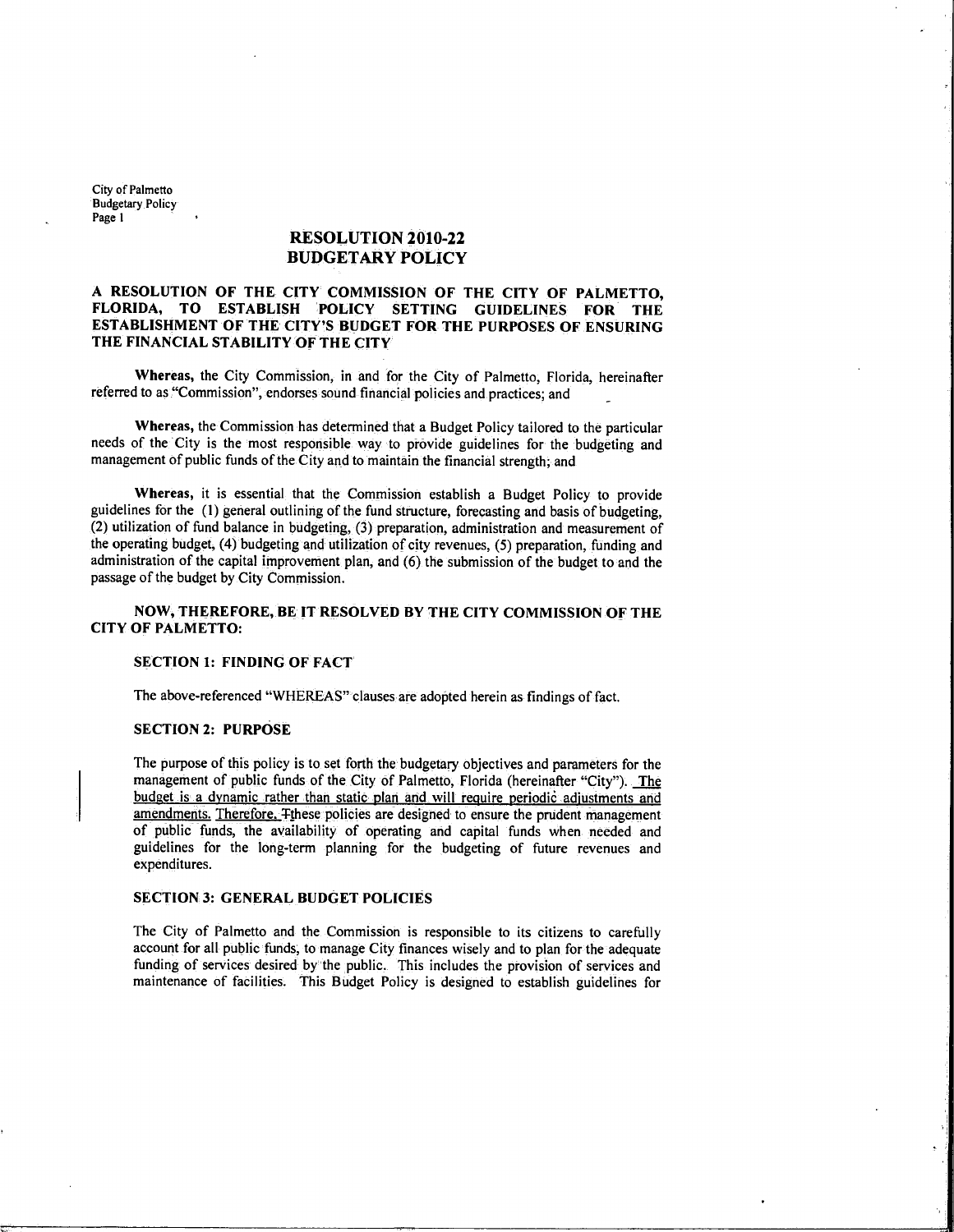# RESOLUTION 2010-22
# BUDGETARY POLICY

**A RESOLUTION OF THE CITY COMMISSION OF THE CITY OF PALMETTO, FLORIDA, TO ESTABLISH POLICY SETTING GUIDELINES FOR THE ESTABLISHMENT OF THE CITY'S BUDGET FOR THE PURPOSES OF ENSURING THE FINANCIAL STABILITY OF THE CITY**

**Whereas,** the City Commission, in and for the City of Palmetto, Florida, hereinafter referred to as "Commission", endorses sound financial policies and practices; and

**Whereas,** the Commission has determined that a Budget Policy tailored to the particular needs of the City is the most responsible way to provide guidelines for the budgeting and management of public funds of the City and to maintain the financial strength; and

**Whereas,** it is essential that the Commission establish a Budget Policy to provide guidelines for the (1) general outlining of the fund structure, forecasting and basis of budgeting, (2) utilization of fund balance in budgeting, (3) preparation, administration and measurement of the operating budget, (4) budgeting and utilization of city revenues, (5) preparation, funding and administration of the capital improvement plan, and (6) the submission of the budget to and the passage of the budget by City Commission.

**NOW, THEREFORE, BE IT RESOLVED BY THE CITY COMMISSION OF THE CITY OF PALMETTO:**

### SECTION 1: FINDING OF FACT

The above-referenced "WHEREAS" clauses are adopted herein as findings of fact.

### SECTION 2: PURPOSE

The purpose of this policy is to set forth the budgetary objectives and parameters for the management of public funds of the City of Palmetto, Florida (hereinafter "City"). The budget is a dynamic rather than static plan and will require periodic adjustments and amendments. Therefore, ~~T~~these policies are designed to ensure the prudent management of public funds, the availability of operating and capital funds when needed and guidelines for the long-term planning for the budgeting of future revenues and expenditures.

### SECTION 3: GENERAL BUDGET POLICIES

The City of Palmetto and the Commission is responsible to its citizens to carefully account for all public funds, to manage City finances wisely and to plan for the adequate funding of services desired by the public. This includes the provision of services and maintenance of facilities. This Budget Policy is designed to establish guidelines for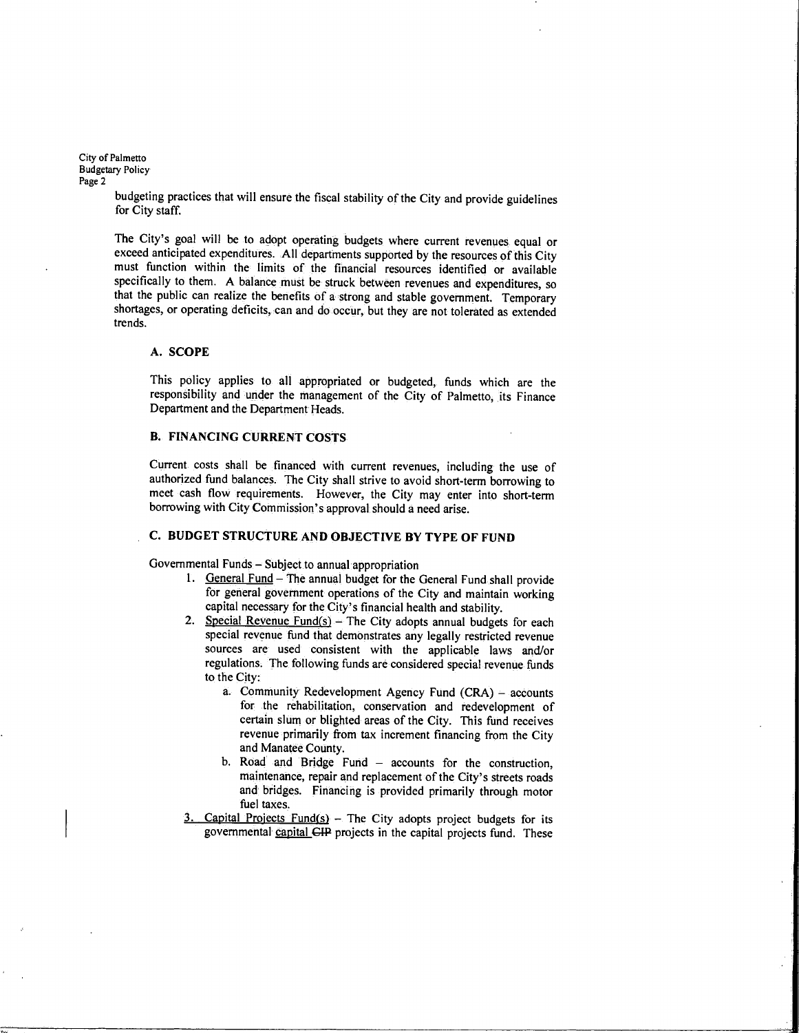budgeting practices that will ensure the fiscal stability of the City and provide guidelines for City staff.

The City's goal will be to adopt operating budgets where current revenues equal or exceed anticipated expenditures. All departments supported by the resources of this City must function within the limits of the financial resources identified or available specifically to them. A balance must be struck between revenues and expenditures, so that the public can realize the benefits of a strong and stable government. Temporary shortages, or operating deficits, can and do occur, but they are not tolerated as extended trends.

### A. SCOPE

This policy applies to all appropriated or budgeted, funds which are the responsibility and under the management of the City of Palmetto, its Finance Department and the Department Heads.

### B. FINANCING CURRENT COSTS

Current costs shall be financed with current revenues, including the use of authorized fund balances. The City shall strive to avoid short-term borrowing to meet cash flow requirements. However, the City may enter into short-term borrowing with City Commission's approval should a need arise.

### C. BUDGET STRUCTURE AND OBJECTIVE BY TYPE OF FUND

Governmental Funds – Subject to annual appropriation

1. General Fund – The annual budget for the General Fund shall provide for general government operations of the City and maintain working capital necessary for the City's financial health and stability.
2. Special Revenue Fund(s) – The City adopts annual budgets for each special revenue fund that demonstrates any legally restricted revenue sources are used consistent with the applicable laws and/or regulations. The following funds are considered special revenue funds to the City:
   a. Community Redevelopment Agency Fund (CRA) – accounts for the rehabilitation, conservation and redevelopment of certain slum or blighted areas of the City. This fund receives revenue primarily from tax increment financing from the City and Manatee County.
   b. Road and Bridge Fund – accounts for the construction, maintenance, repair and replacement of the City's streets roads and bridges. Financing is provided primarily through motor fuel taxes.
3. Capital Projects Fund(s) – The City adopts project budgets for its governmental capital ~~CIP~~ projects in the capital projects fund. These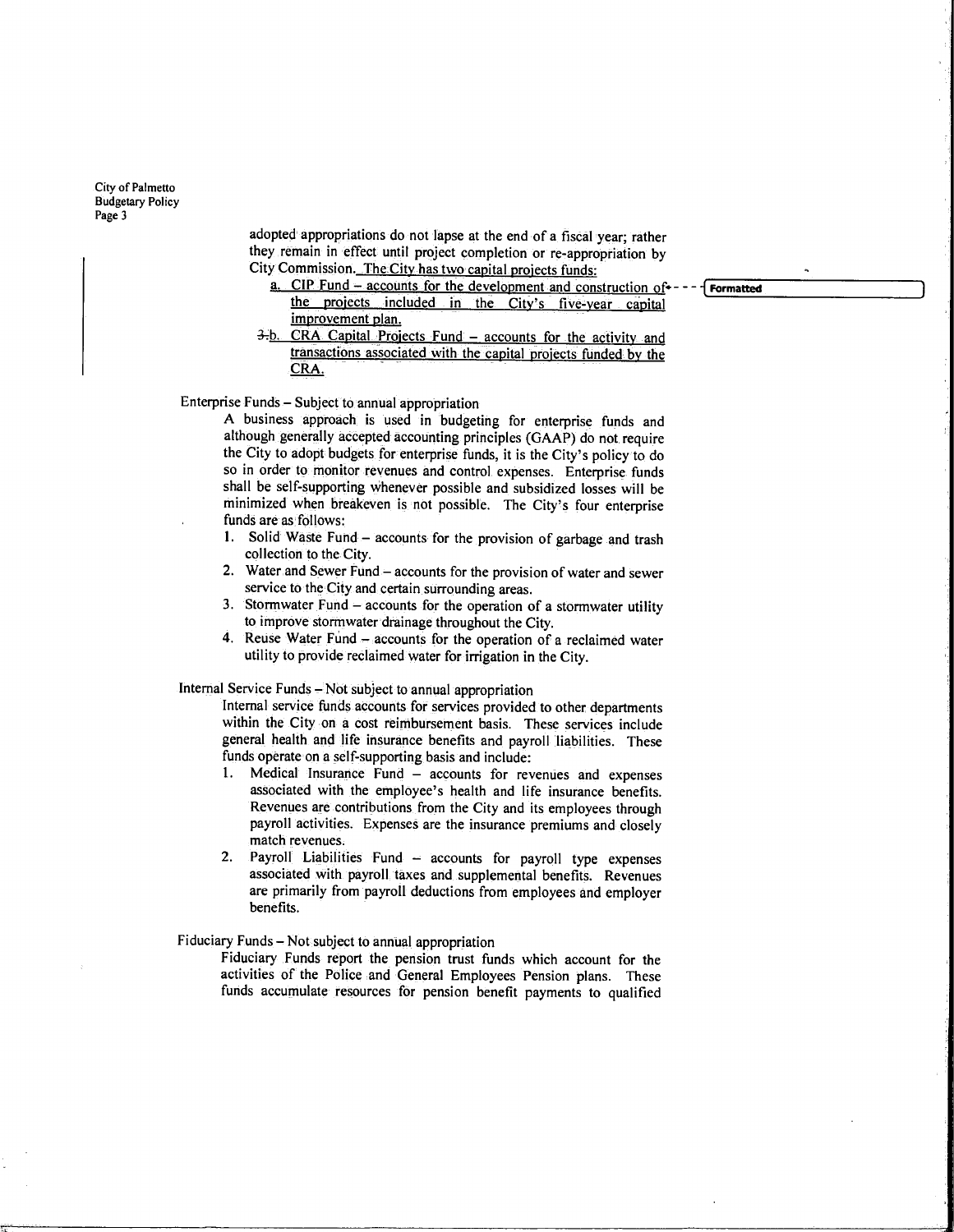adopted appropriations do not lapse at the end of a fiscal year; rather they remain in effect until project completion or re-appropriation by City Commission. The City has two capital projects funds:

a. CIP Fund – accounts for the development and construction of the projects included in the City's five-year capital improvement plan.

b. CRA Capital Projects Fund – accounts for the activity and transactions associated with the capital projects funded by the CRA.

Enterprise Funds – Subject to annual appropriation

A business approach is used in budgeting for enterprise funds and although generally accepted accounting principles (GAAP) do not require the City to adopt budgets for enterprise funds, it is the City's policy to do so in order to monitor revenues and control expenses. Enterprise funds shall be self-supporting whenever possible and subsidized losses will be minimized when breakeven is not possible. The City's four enterprise funds are as follows:

1. Solid Waste Fund – accounts for the provision of garbage and trash collection to the City.
2. Water and Sewer Fund – accounts for the provision of water and sewer service to the City and certain surrounding areas.
3. Stormwater Fund – accounts for the operation of a stormwater utility to improve stormwater drainage throughout the City.
4. Reuse Water Fund – accounts for the operation of a reclaimed water utility to provide reclaimed water for irrigation in the City.

Internal Service Funds – Not subject to annual appropriation

Internal service funds accounts for services provided to other departments within the City on a cost reimbursement basis. These services include general health and life insurance benefits and payroll liabilities. These funds operate on a self-supporting basis and include:

1. Medical Insurance Fund – accounts for revenues and expenses associated with the employee's health and life insurance benefits. Revenues are contributions from the City and its employees through payroll activities. Expenses are the insurance premiums and closely match revenues.
2. Payroll Liabilities Fund – accounts for payroll type expenses associated with payroll taxes and supplemental benefits. Revenues are primarily from payroll deductions from employees and employer benefits.

Fiduciary Funds – Not subject to annual appropriation

Fiduciary Funds report the pension trust funds which account for the activities of the Police and General Employees Pension plans. These funds accumulate resources for pension benefit payments to qualified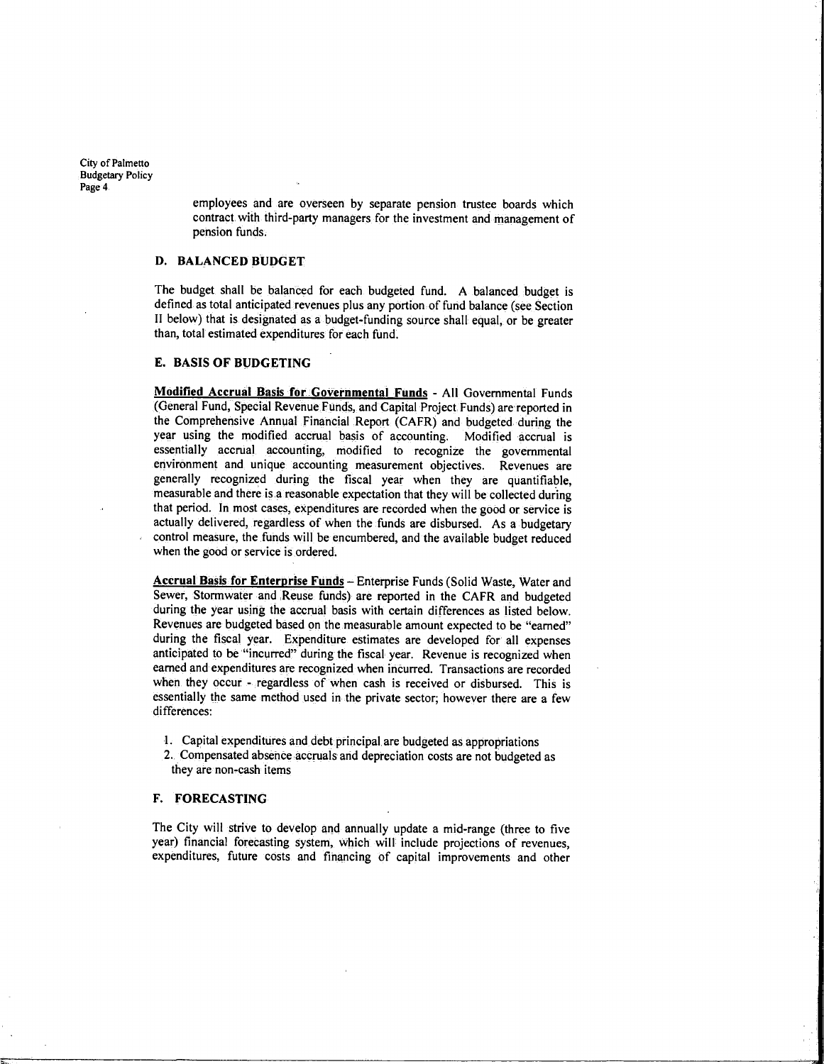employees and are overseen by separate pension trustee boards which contract with third-party managers for the investment and management of pension funds.

### D. BALANCED BUDGET

The budget shall be balanced for each budgeted fund. A balanced budget is defined as total anticipated revenues plus any portion of fund balance (see Section II below) that is designated as a budget-funding source shall equal, or be greater than, total estimated expenditures for each fund.

### E. BASIS OF BUDGETING

**Modified Accrual Basis for Governmental Funds** - All Governmental Funds (General Fund, Special Revenue Funds, and Capital Project Funds) are reported in the Comprehensive Annual Financial Report (CAFR) and budgeted during the year using the modified accrual basis of accounting. Modified accrual is essentially accrual accounting, modified to recognize the governmental environment and unique accounting measurement objectives. Revenues are generally recognized during the fiscal year when they are quantifiable, measurable and there is a reasonable expectation that they will be collected during that period. In most cases, expenditures are recorded when the good or service is actually delivered, regardless of when the funds are disbursed. As a budgetary control measure, the funds will be encumbered, and the available budget reduced when the good or service is ordered.

**Accrual Basis for Enterprise Funds** – Enterprise Funds (Solid Waste, Water and Sewer, Stormwater and Reuse funds) are reported in the CAFR and budgeted during the year using the accrual basis with certain differences as listed below. Revenues are budgeted based on the measurable amount expected to be "earned" during the fiscal year. Expenditure estimates are developed for all expenses anticipated to be "incurred" during the fiscal year. Revenue is recognized when earned and expenditures are recognized when incurred. Transactions are recorded when they occur - regardless of when cash is received or disbursed. This is essentially the same method used in the private sector; however there are a few differences:

1. Capital expenditures and debt principal are budgeted as appropriations
2. Compensated absence accruals and depreciation costs are not budgeted as they are non-cash items

### F. FORECASTING

The City will strive to develop and annually update a mid-range (three to five year) financial forecasting system, which will include projections of revenues, expenditures, future costs and financing of capital improvements and other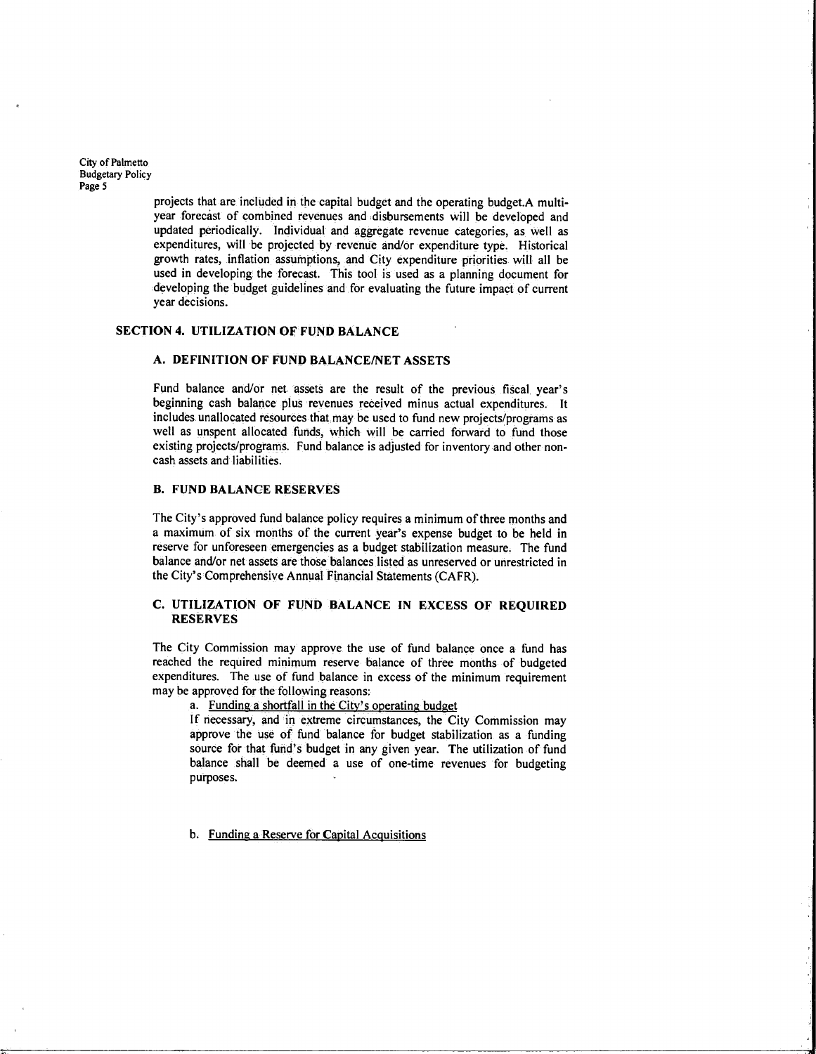projects that are included in the capital budget and the operating budget.A multi-year forecast of combined revenues and disbursements will be developed and updated periodically. Individual and aggregate revenue categories, as well as expenditures, will be projected by revenue and/or expenditure type. Historical growth rates, inflation assumptions, and City expenditure priorities will all be used in developing the forecast. This tool is used as a planning document for developing the budget guidelines and for evaluating the future impact of current year decisions.

## SECTION 4. UTILIZATION OF FUND BALANCE

### A. DEFINITION OF FUND BALANCE/NET ASSETS

Fund balance and/or net assets are the result of the previous fiscal year's beginning cash balance plus revenues received minus actual expenditures. It includes unallocated resources that may be used to fund new projects/programs as well as unspent allocated funds, which will be carried forward to fund those existing projects/programs. Fund balance is adjusted for inventory and other non-cash assets and liabilities.

### B. FUND BALANCE RESERVES

The City's approved fund balance policy requires a minimum of three months and a maximum of six months of the current year's expense budget to be held in reserve for unforeseen emergencies as a budget stabilization measure. The fund balance and/or net assets are those balances listed as unreserved or unrestricted in the City's Comprehensive Annual Financial Statements (CAFR).

### C. UTILIZATION OF FUND BALANCE IN EXCESS OF REQUIRED RESERVES

The City Commission may approve the use of fund balance once a fund has reached the required minimum reserve balance of three months of budgeted expenditures. The use of fund balance in excess of the minimum requirement may be approved for the following reasons:

a. Funding a shortfall in the City's operating budget

If necessary, and in extreme circumstances, the City Commission may approve the use of fund balance for budget stabilization as a funding source for that fund's budget in any given year. The utilization of fund balance shall be deemed a use of one-time revenues for budgeting purposes.

b. Funding a Reserve for Capital Acquisitions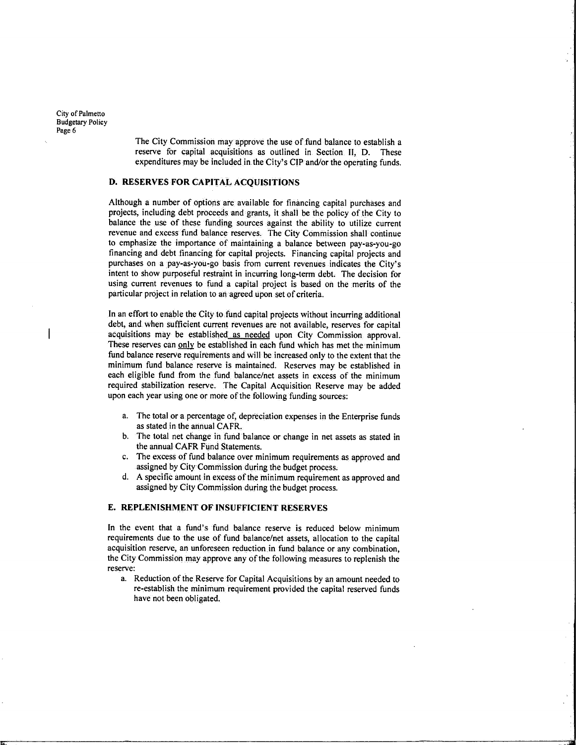The City Commission may approve the use of fund balance to establish a reserve for capital acquisitions as outlined in Section II, D. These expenditures may be included in the City's CIP and/or the operating funds.

### D. RESERVES FOR CAPITAL ACQUISITIONS

Although a number of options are available for financing capital purchases and projects, including debt proceeds and grants, it shall be the policy of the City to balance the use of these funding sources against the ability to utilize current revenue and excess fund balance reserves. The City Commission shall continue to emphasize the importance of maintaining a balance between pay-as-you-go financing and debt financing for capital projects. Financing capital projects and purchases on a pay-as-you-go basis from current revenues indicates the City's intent to show purposeful restraint in incurring long-term debt. The decision for using current revenues to fund a capital project is based on the merits of the particular project in relation to an agreed upon set of criteria.

In an effort to enable the City to fund capital projects without incurring additional debt, and when sufficient current revenues are not available, reserves for capital acquisitions may be established as needed upon City Commission approval. These reserves can only be established in each fund which has met the minimum fund balance reserve requirements and will be increased only to the extent that the minimum fund balance reserve is maintained. Reserves may be established in each eligible fund from the fund balance/net assets in excess of the minimum required stabilization reserve. The Capital Acquisition Reserve may be added upon each year using one or more of the following funding sources:

a. The total or a percentage of, depreciation expenses in the Enterprise funds as stated in the annual CAFR.
b. The total net change in fund balance or change in net assets as stated in the annual CAFR Fund Statements.
c. The excess of fund balance over minimum requirements as approved and assigned by City Commission during the budget process.
d. A specific amount in excess of the minimum requirement as approved and assigned by City Commission during the budget process.

### E. REPLENISHMENT OF INSUFFICIENT RESERVES

In the event that a fund's fund balance reserve is reduced below minimum requirements due to the use of fund balance/net assets, allocation to the capital acquisition reserve, an unforeseen reduction in fund balance or any combination, the City Commission may approve any of the following measures to replenish the reserve:

a. Reduction of the Reserve for Capital Acquisitions by an amount needed to re-establish the minimum requirement provided the capital reserved funds have not been obligated.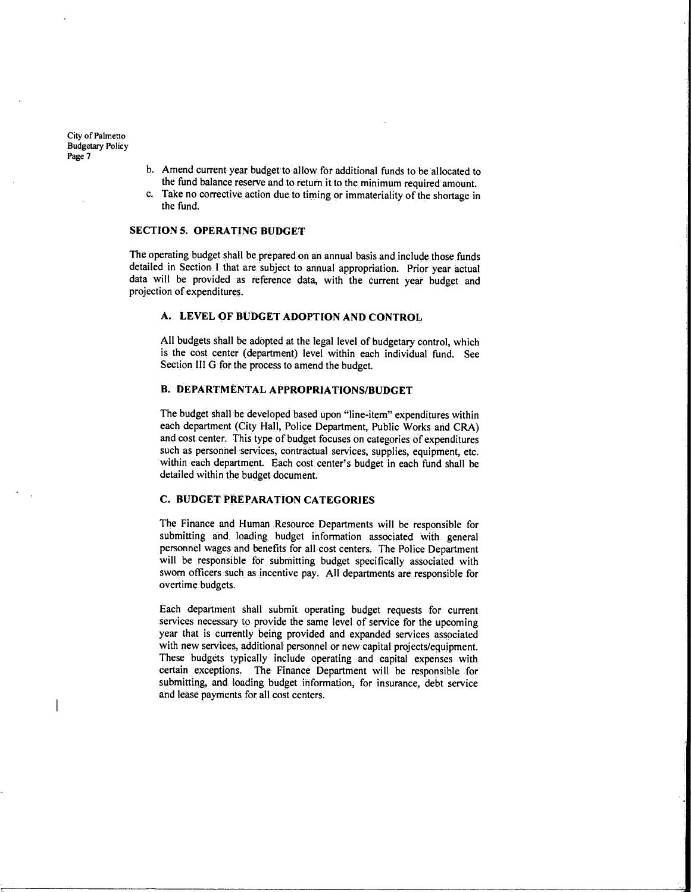b. Amend current year budget to allow for additional funds to be allocated to the fund balance reserve and to return it to the minimum required amount.
c. Take no corrective action due to timing or immateriality of the shortage in the fund.

## SECTION 5. OPERATING BUDGET

The operating budget shall be prepared on an annual basis and include those funds detailed in Section I that are subject to annual appropriation. Prior year actual data will be provided as reference data, with the current year budget and projection of expenditures.

### A. LEVEL OF BUDGET ADOPTION AND CONTROL

All budgets shall be adopted at the legal level of budgetary control, which is the cost center (department) level within each individual fund. See Section III G for the process to amend the budget.

### B. DEPARTMENTAL APPROPRIATIONS/BUDGET

The budget shall be developed based upon "line-item" expenditures within each department (City Hall, Police Department, Public Works and CRA) and cost center. This type of budget focuses on categories of expenditures such as personnel services, contractual services, supplies, equipment, etc. within each department. Each cost center's budget in each fund shall be detailed within the budget document.

### C. BUDGET PREPARATION CATEGORIES

The Finance and Human Resource Departments will be responsible for submitting and loading budget information associated with general personnel wages and benefits for all cost centers. The Police Department will be responsible for submitting budget specifically associated with sworn officers such as incentive pay. All departments are responsible for overtime budgets.

Each department shall submit operating budget requests for current services necessary to provide the same level of service for the upcoming year that is currently being provided and expanded services associated with new services, additional personnel or new capital projects/equipment. These budgets typically include operating and capital expenses with certain exceptions. The Finance Department will be responsible for submitting, and loading budget information, for insurance, debt service and lease payments for all cost centers.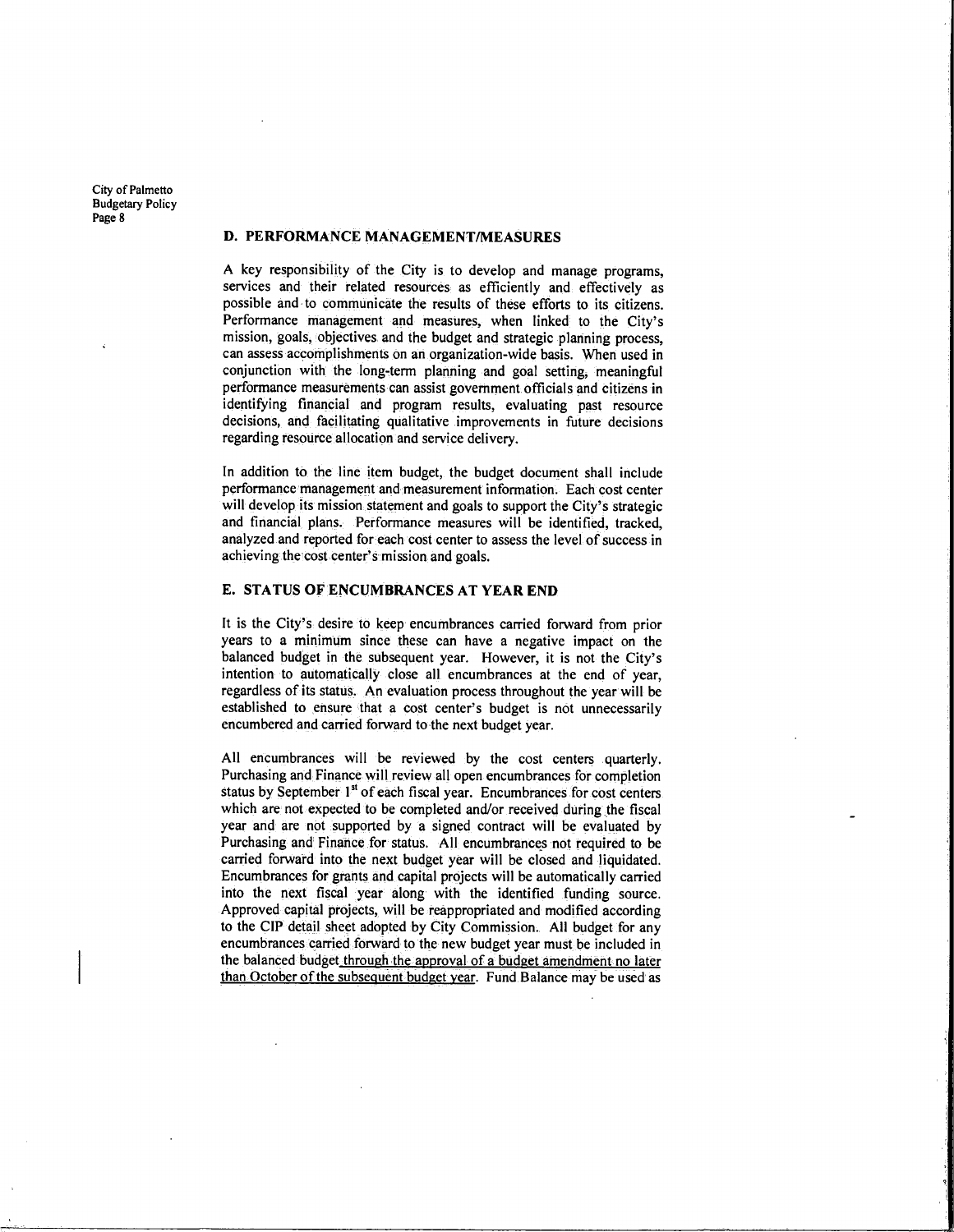## D. PERFORMANCE MANAGEMENT/MEASURES

A key responsibility of the City is to develop and manage programs, services and their related resources as efficiently and effectively as possible and to communicate the results of these efforts to its citizens. Performance management and measures, when linked to the City's mission, goals, objectives and the budget and strategic planning process, can assess accomplishments on an organization-wide basis. When used in conjunction with the long-term planning and goal setting, meaningful performance measurements can assist government officials and citizens in identifying financial and program results, evaluating past resource decisions, and facilitating qualitative improvements in future decisions regarding resource allocation and service delivery.

In addition to the line item budget, the budget document shall include performance management and measurement information. Each cost center will develop its mission statement and goals to support the City's strategic and financial plans. Performance measures will be identified, tracked, analyzed and reported for each cost center to assess the level of success in achieving the cost center's mission and goals.

## E. STATUS OF ENCUMBRANCES AT YEAR END

It is the City's desire to keep encumbrances carried forward from prior years to a minimum since these can have a negative impact on the balanced budget in the subsequent year. However, it is not the City's intention to automatically close all encumbrances at the end of year, regardless of its status. An evaluation process throughout the year will be established to ensure that a cost center's budget is not unnecessarily encumbered and carried forward to the next budget year.

All encumbrances will be reviewed by the cost centers quarterly. Purchasing and Finance will review all open encumbrances for completion status by September 1st of each fiscal year. Encumbrances for cost centers which are not expected to be completed and/or received during the fiscal year and are not supported by a signed contract will be evaluated by Purchasing and Finance for status. All encumbrances not required to be carried forward into the next budget year will be closed and liquidated. Encumbrances for grants and capital projects will be automatically carried into the next fiscal year along with the identified funding source. Approved capital projects, will be reappropriated and modified according to the CIP detail sheet adopted by City Commission. All budget for any encumbrances carried forward to the new budget year must be included in the balanced budget through the approval of a budget amendment no later than October of the subsequent budget year. Fund Balance may be used as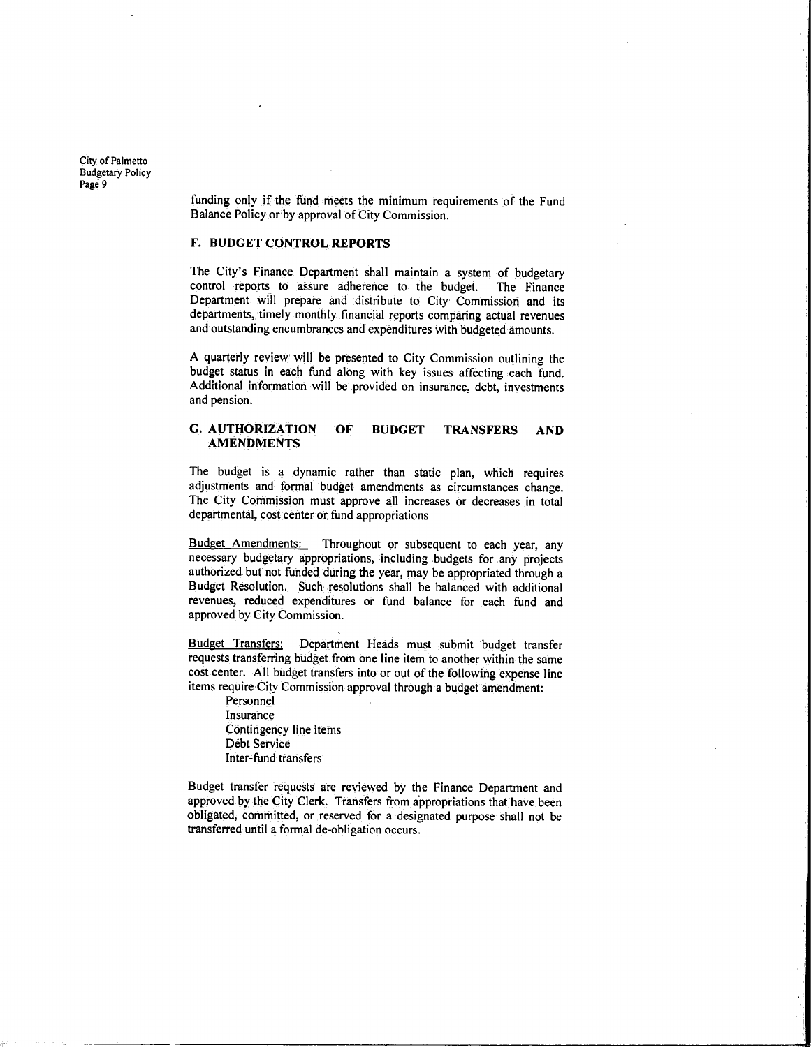funding only if the fund meets the minimum requirements of the Fund Balance Policy or by approval of City Commission.

### F. BUDGET CONTROL REPORTS

The City's Finance Department shall maintain a system of budgetary control reports to assure adherence to the budget. The Finance Department will prepare and distribute to City Commission and its departments, timely monthly financial reports comparing actual revenues and outstanding encumbrances and expenditures with budgeted amounts.

A quarterly review will be presented to City Commission outlining the budget status in each fund along with key issues affecting each fund. Additional information will be provided on insurance, debt, investments and pension.

### G. AUTHORIZATION OF BUDGET TRANSFERS AND AMENDMENTS

The budget is a dynamic rather than static plan, which requires adjustments and formal budget amendments as circumstances change. The City Commission must approve all increases or decreases in total departmental, cost center or fund appropriations

<u>Budget Amendments:</u> Throughout or subsequent to each year, any necessary budgetary appropriations, including budgets for any projects authorized but not funded during the year, may be appropriated through a Budget Resolution. Such resolutions shall be balanced with additional revenues, reduced expenditures or fund balance for each fund and approved by City Commission.

<u>Budget Transfers:</u> Department Heads must submit budget transfer requests transferring budget from one line item to another within the same cost center. All budget transfers into or out of the following expense line items require City Commission approval through a budget amendment:

- Personnel
- Insurance
- Contingency line items
- Debt Service
- Inter-fund transfers

Budget transfer requests are reviewed by the Finance Department and approved by the City Clerk. Transfers from appropriations that have been obligated, committed, or reserved for a designated purpose shall not be transferred until a formal de-obligation occurs.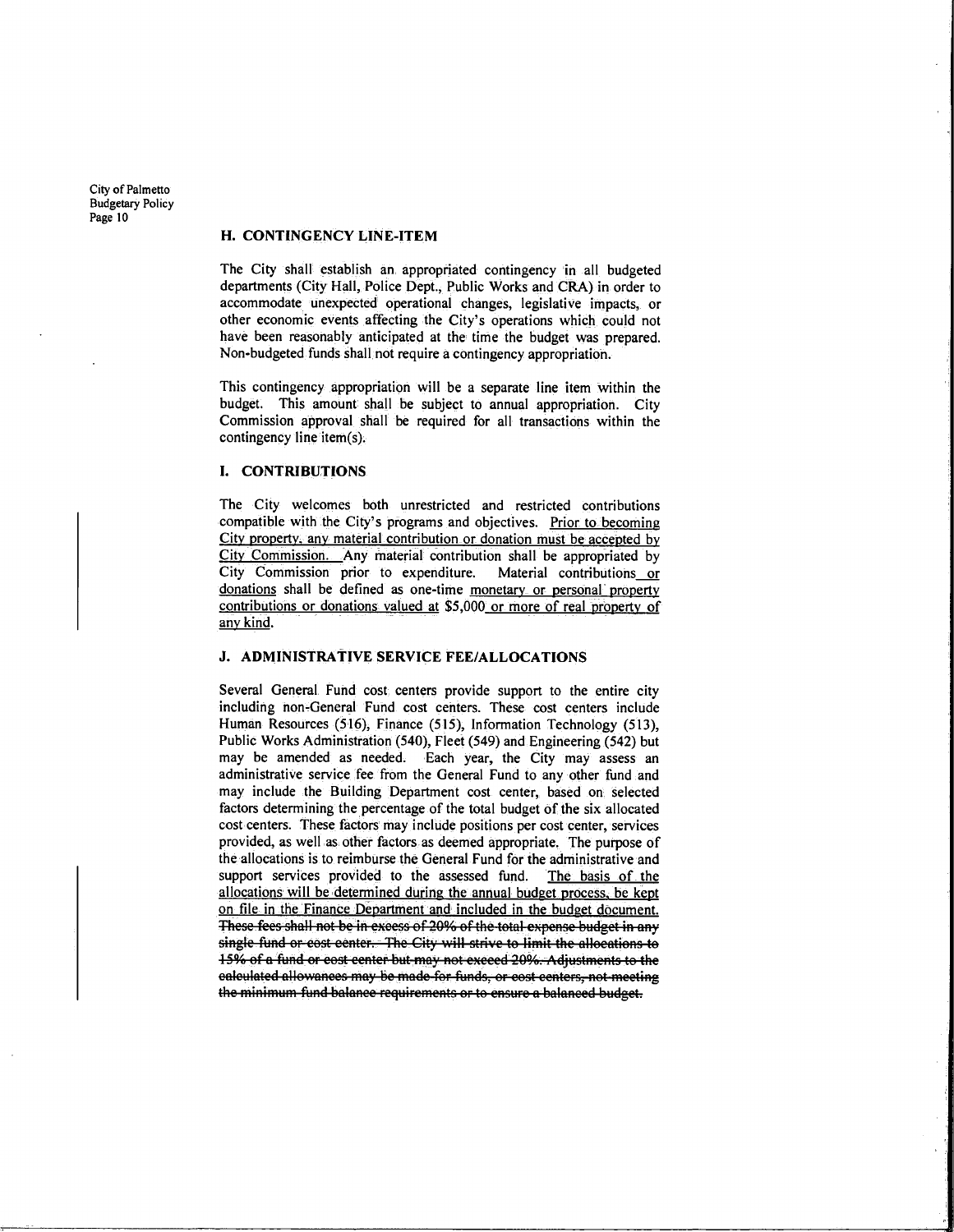### H. CONTINGENCY LINE-ITEM

The City shall establish an appropriated contingency in all budgeted departments (City Hall, Police Dept., Public Works and CRA) in order to accommodate unexpected operational changes, legislative impacts, or other economic events affecting the City's operations which could not have been reasonably anticipated at the time the budget was prepared. Non-budgeted funds shall not require a contingency appropriation.

This contingency appropriation will be a separate line item within the budget. This amount shall be subject to annual appropriation. City Commission approval shall be required for all transactions within the contingency line item(s).

### I. CONTRIBUTIONS

The City welcomes both unrestricted and restricted contributions compatible with the City's programs and objectives. <u>Prior to becoming City property, any material contribution or donation must be accepted by City Commission.</u> Any material contribution shall be appropriated by City Commission prior to expenditure. Material contributions <u>or donations</u> shall be defined as one-time <u>monetary or personal property</u> <u>contributions or donations valued at</u> \$5,000 <u>or more of real property of any kind</u>.

### J. ADMINISTRATIVE SERVICE FEE/ALLOCATIONS

Several General Fund cost centers provide support to the entire city including non-General Fund cost centers. These cost centers include Human Resources (516), Finance (515), Information Technology (513), Public Works Administration (540), Fleet (549) and Engineering (542) but may be amended as needed. Each year, the City may assess an administrative service fee from the General Fund to any other fund and may include the Building Department cost center, based on selected factors determining the percentage of the total budget of the six allocated cost centers. These factors may include positions per cost center, services provided, as well as other factors as deemed appropriate. The purpose of the allocations is to reimburse the General Fund for the administrative and support services provided to the assessed fund. <u>The basis of the allocations will be determined during the annual budget process, be kept on file in the Finance Department and included in the budget document.</u> ~~These fees shall not be in excess of 20% of the total expense budget in any single fund or cost center. The City will strive to limit the allocations to 15% of a fund or cost center but may not exceed 20%. Adjustments to the calculated allowances may be made for funds, or cost centers, not meeting the minimum fund balance requirements or to ensure a balanced budget.~~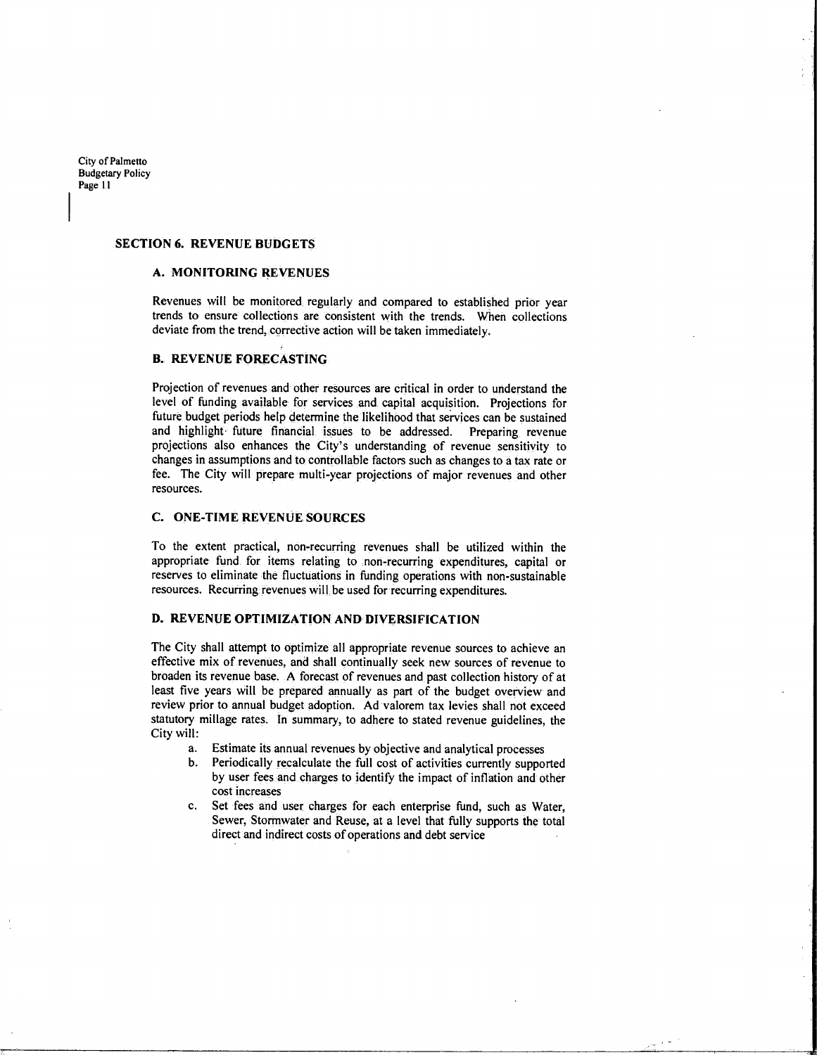## SECTION 6. REVENUE BUDGETS

### A. MONITORING REVENUES

Revenues will be monitored regularly and compared to established prior year trends to ensure collections are consistent with the trends. When collections deviate from the trend, corrective action will be taken immediately.

### B. REVENUE FORECASTING

Projection of revenues and other resources are critical in order to understand the level of funding available for services and capital acquisition. Projections for future budget periods help determine the likelihood that services can be sustained and highlight future financial issues to be addressed. Preparing revenue projections also enhances the City's understanding of revenue sensitivity to changes in assumptions and to controllable factors such as changes to a tax rate or fee. The City will prepare multi-year projections of major revenues and other resources.

### C. ONE-TIME REVENUE SOURCES

To the extent practical, non-recurring revenues shall be utilized within the appropriate fund for items relating to non-recurring expenditures, capital or reserves to eliminate the fluctuations in funding operations with non-sustainable resources. Recurring revenues will be used for recurring expenditures.

### D. REVENUE OPTIMIZATION AND DIVERSIFICATION

The City shall attempt to optimize all appropriate revenue sources to achieve an effective mix of revenues, and shall continually seek new sources of revenue to broaden its revenue base. A forecast of revenues and past collection history of at least five years will be prepared annually as part of the budget overview and review prior to annual budget adoption. Ad valorem tax levies shall not exceed statutory millage rates. In summary, to adhere to stated revenue guidelines, the City will:

a. Estimate its annual revenues by objective and analytical processes
b. Periodically recalculate the full cost of activities currently supported by user fees and charges to identify the impact of inflation and other cost increases
c. Set fees and user charges for each enterprise fund, such as Water, Sewer, Stormwater and Reuse, at a level that fully supports the total direct and indirect costs of operations and debt service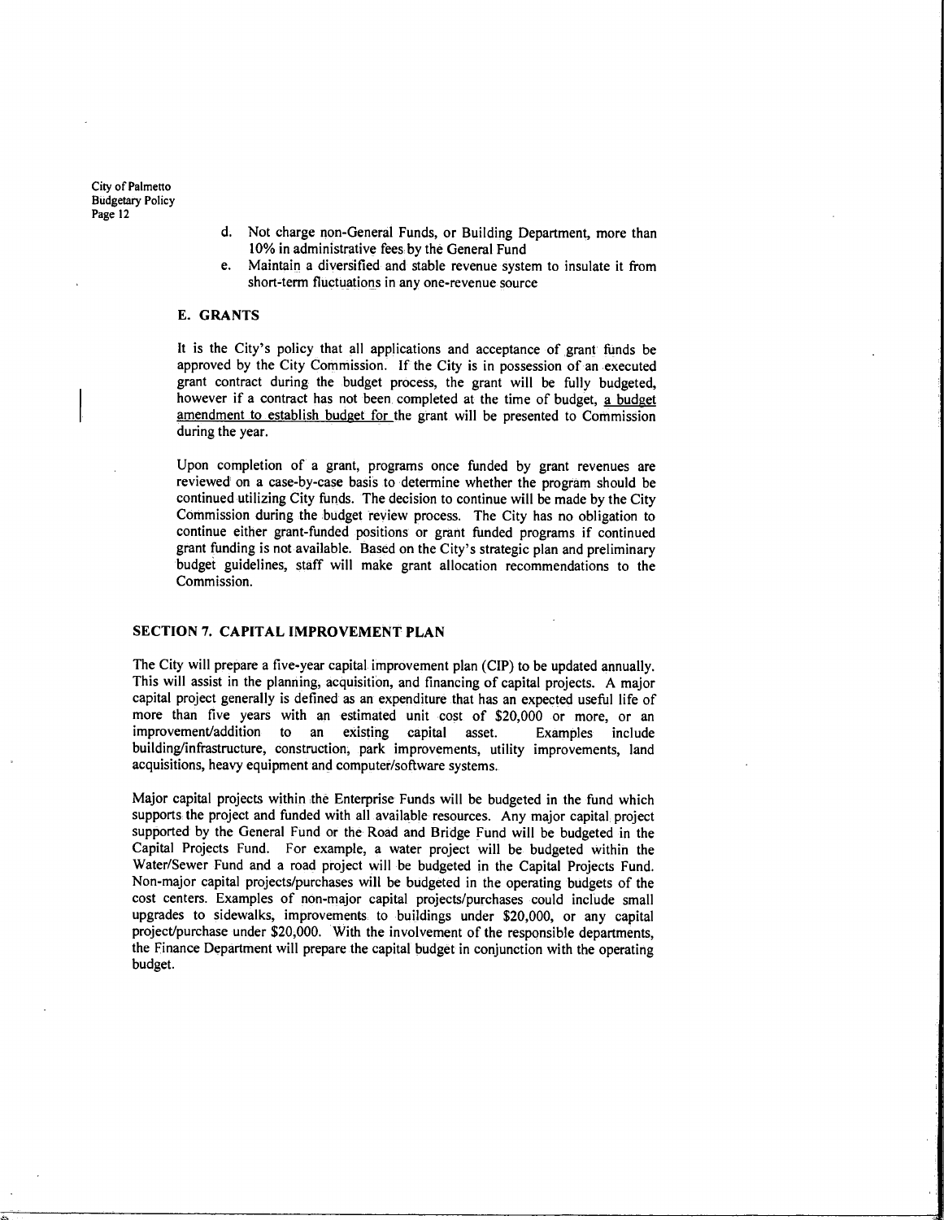d. Not charge non-General Funds, or Building Department, more than 10% in administrative fees by the General Fund
e. Maintain a diversified and stable revenue system to insulate it from short-term fluctuations in any one-revenue source

### E. GRANTS

It is the City's policy that all applications and acceptance of grant funds be approved by the City Commission. If the City is in possession of an executed grant contract during the budget process, the grant will be fully budgeted, however if a contract has not been completed at the time of budget, a budget amendment to establish budget for the grant will be presented to Commission during the year.

Upon completion of a grant, programs once funded by grant revenues are reviewed on a case-by-case basis to determine whether the program should be continued utilizing City funds. The decision to continue will be made by the City Commission during the budget review process. The City has no obligation to continue either grant-funded positions or grant funded programs if continued grant funding is not available. Based on the City's strategic plan and preliminary budget guidelines, staff will make grant allocation recommendations to the Commission.

## SECTION 7. CAPITAL IMPROVEMENT PLAN

The City will prepare a five-year capital improvement plan (CIP) to be updated annually. This will assist in the planning, acquisition, and financing of capital projects. A major capital project generally is defined as an expenditure that has an expected useful life of more than five years with an estimated unit cost of $20,000 or more, or an improvement/addition to an existing capital asset. Examples include building/infrastructure, construction, park improvements, utility improvements, land acquisitions, heavy equipment and computer/software systems.

Major capital projects within the Enterprise Funds will be budgeted in the fund which supports the project and funded with all available resources. Any major capital project supported by the General Fund or the Road and Bridge Fund will be budgeted in the Capital Projects Fund. For example, a water project will be budgeted within the Water/Sewer Fund and a road project will be budgeted in the Capital Projects Fund. Non-major capital projects/purchases will be budgeted in the operating budgets of the cost centers. Examples of non-major capital projects/purchases could include small upgrades to sidewalks, improvements to buildings under $20,000, or any capital project/purchase under $20,000. With the involvement of the responsible departments, the Finance Department will prepare the capital budget in conjunction with the operating budget.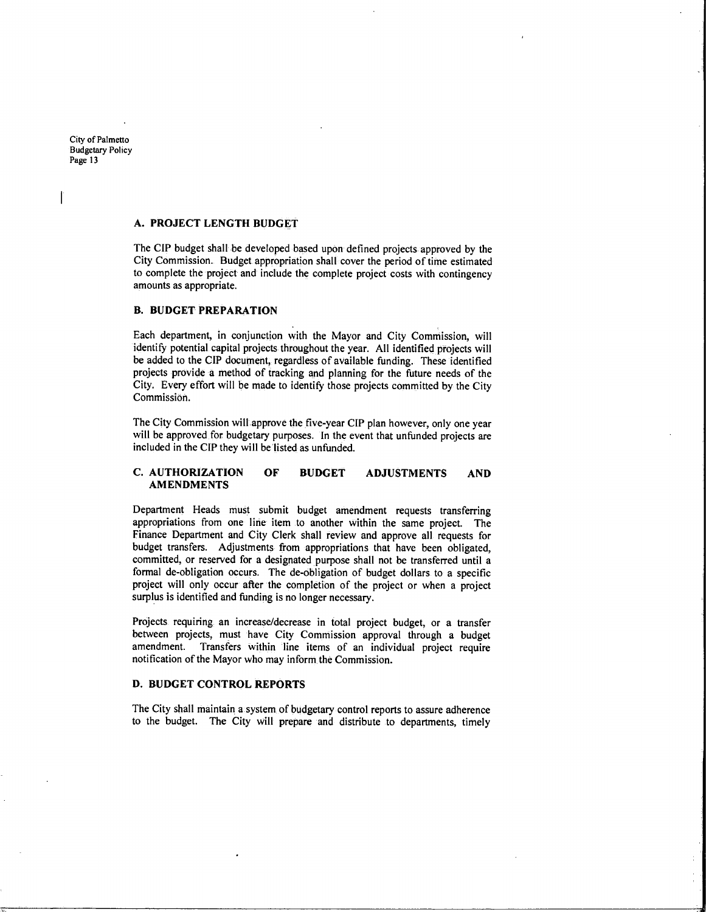## A. PROJECT LENGTH BUDGET

The CIP budget shall be developed based upon defined projects approved by the City Commission. Budget appropriation shall cover the period of time estimated to complete the project and include the complete project costs with contingency amounts as appropriate.

## B. BUDGET PREPARATION

Each department, in conjunction with the Mayor and City Commission, will identify potential capital projects throughout the year. All identified projects will be added to the CIP document, regardless of available funding. These identified projects provide a method of tracking and planning for the future needs of the City. Every effort will be made to identify those projects committed by the City Commission.

The City Commission will approve the five-year CIP plan however, only one year will be approved for budgetary purposes. In the event that unfunded projects are included in the CIP they will be listed as unfunded.

## C. AUTHORIZATION OF BUDGET ADJUSTMENTS AND AMENDMENTS

Department Heads must submit budget amendment requests transferring appropriations from one line item to another within the same project. The Finance Department and City Clerk shall review and approve all requests for budget transfers. Adjustments from appropriations that have been obligated, committed, or reserved for a designated purpose shall not be transferred until a formal de-obligation occurs. The de-obligation of budget dollars to a specific project will only occur after the completion of the project or when a project surplus is identified and funding is no longer necessary.

Projects requiring an increase/decrease in total project budget, or a transfer between projects, must have City Commission approval through a budget amendment. Transfers within line items of an individual project require notification of the Mayor who may inform the Commission.

## D. BUDGET CONTROL REPORTS

The City shall maintain a system of budgetary control reports to assure adherence to the budget. The City will prepare and distribute to departments, timely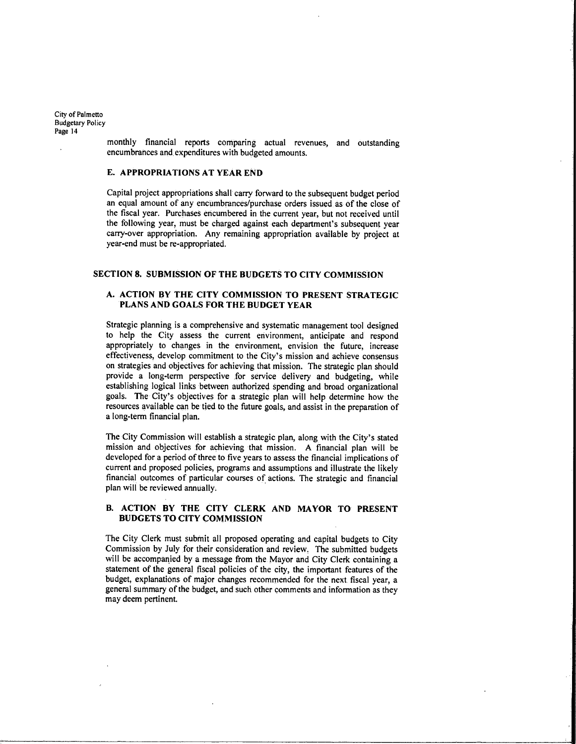monthly financial reports comparing actual revenues, and outstanding encumbrances and expenditures with budgeted amounts.

### E. APPROPRIATIONS AT YEAR END

Capital project appropriations shall carry forward to the subsequent budget period an equal amount of any encumbrances/purchase orders issued as of the close of the fiscal year. Purchases encumbered in the current year, but not received until the following year, must be charged against each department's subsequent year carry-over appropriation. Any remaining appropriation available by project at year-end must be re-appropriated.

## SECTION 8. SUBMISSION OF THE BUDGETS TO CITY COMMISSION

### A. ACTION BY THE CITY COMMISSION TO PRESENT STRATEGIC PLANS AND GOALS FOR THE BUDGET YEAR

Strategic planning is a comprehensive and systematic management tool designed to help the City assess the current environment, anticipate and respond appropriately to changes in the environment, envision the future, increase effectiveness, develop commitment to the City's mission and achieve consensus on strategies and objectives for achieving that mission. The strategic plan should provide a long-term perspective for service delivery and budgeting, while establishing logical links between authorized spending and broad organizational goals. The City's objectives for a strategic plan will help determine how the resources available can be tied to the future goals, and assist in the preparation of a long-term financial plan.

The City Commission will establish a strategic plan, along with the City's stated mission and objectives for achieving that mission. A financial plan will be developed for a period of three to five years to assess the financial implications of current and proposed policies, programs and assumptions and illustrate the likely financial outcomes of particular courses of actions. The strategic and financial plan will be reviewed annually.

### B. ACTION BY THE CITY CLERK AND MAYOR TO PRESENT BUDGETS TO CITY COMMISSION

The City Clerk must submit all proposed operating and capital budgets to City Commission by July for their consideration and review. The submitted budgets will be accompanied by a message from the Mayor and City Clerk containing a statement of the general fiscal policies of the city, the important features of the budget, explanations of major changes recommended for the next fiscal year, a general summary of the budget, and such other comments and information as they may deem pertinent.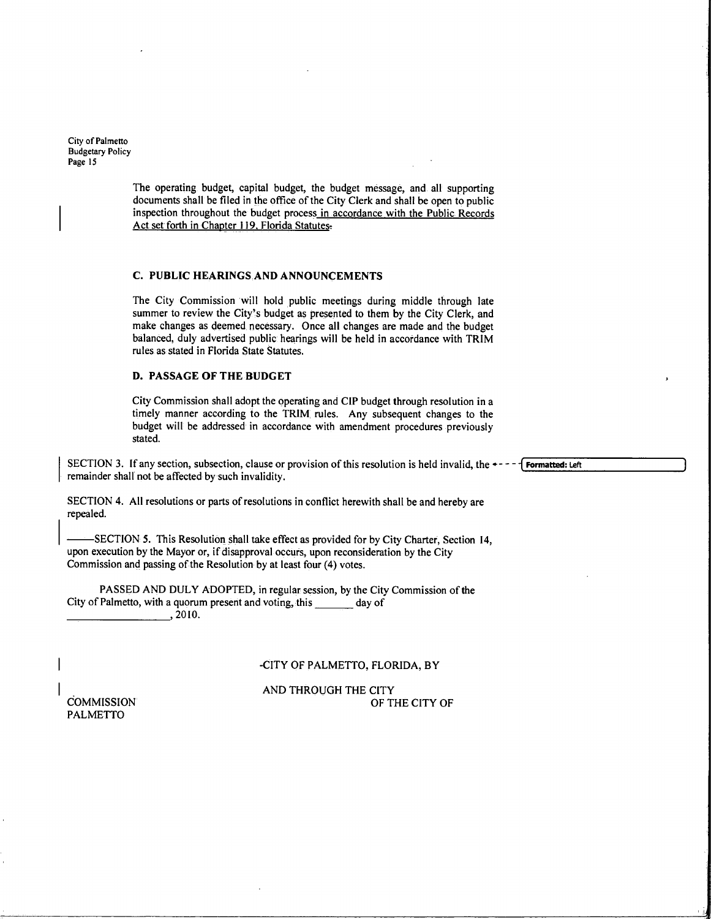The operating budget, capital budget, the budget message, and all supporting documents shall be filed in the office of the City Clerk and shall be open to public inspection throughout the budget process in accordance with the Public Records Act set forth in Chapter 119, Florida Statutes.

### C. PUBLIC HEARINGS AND ANNOUNCEMENTS

The City Commission will hold public meetings during middle through late summer to review the City's budget as presented to them by the City Clerk, and make changes as deemed necessary. Once all changes are made and the budget balanced, duly advertised public hearings will be held in accordance with TRIM rules as stated in Florida State Statutes.

### D. PASSAGE OF THE BUDGET

City Commission shall adopt the operating and CIP budget through resolution in a timely manner according to the TRIM rules. Any subsequent changes to the budget will be addressed in accordance with amendment procedures previously stated.

SECTION 3. If any section, subsection, clause or provision of this resolution is held invalid, the remainder shall not be affected by such invalidity.

SECTION 4. All resolutions or parts of resolutions in conflict herewith shall be and hereby are repealed.

SECTION 5. This Resolution shall take effect as provided for by City Charter, Section 14, upon execution by the Mayor or, if disapproval occurs, upon reconsideration by the City Commission and passing of the Resolution by at least four (4) votes.

PASSED AND DULY ADOPTED, in regular session, by the City Commission of the City of Palmetto, with a quorum present and voting, this _______ day of __________________, 2010.

CITY OF PALMETTO, FLORIDA, BY

AND THROUGH THE CITY COMMISSION OF THE CITY OF PALMETTO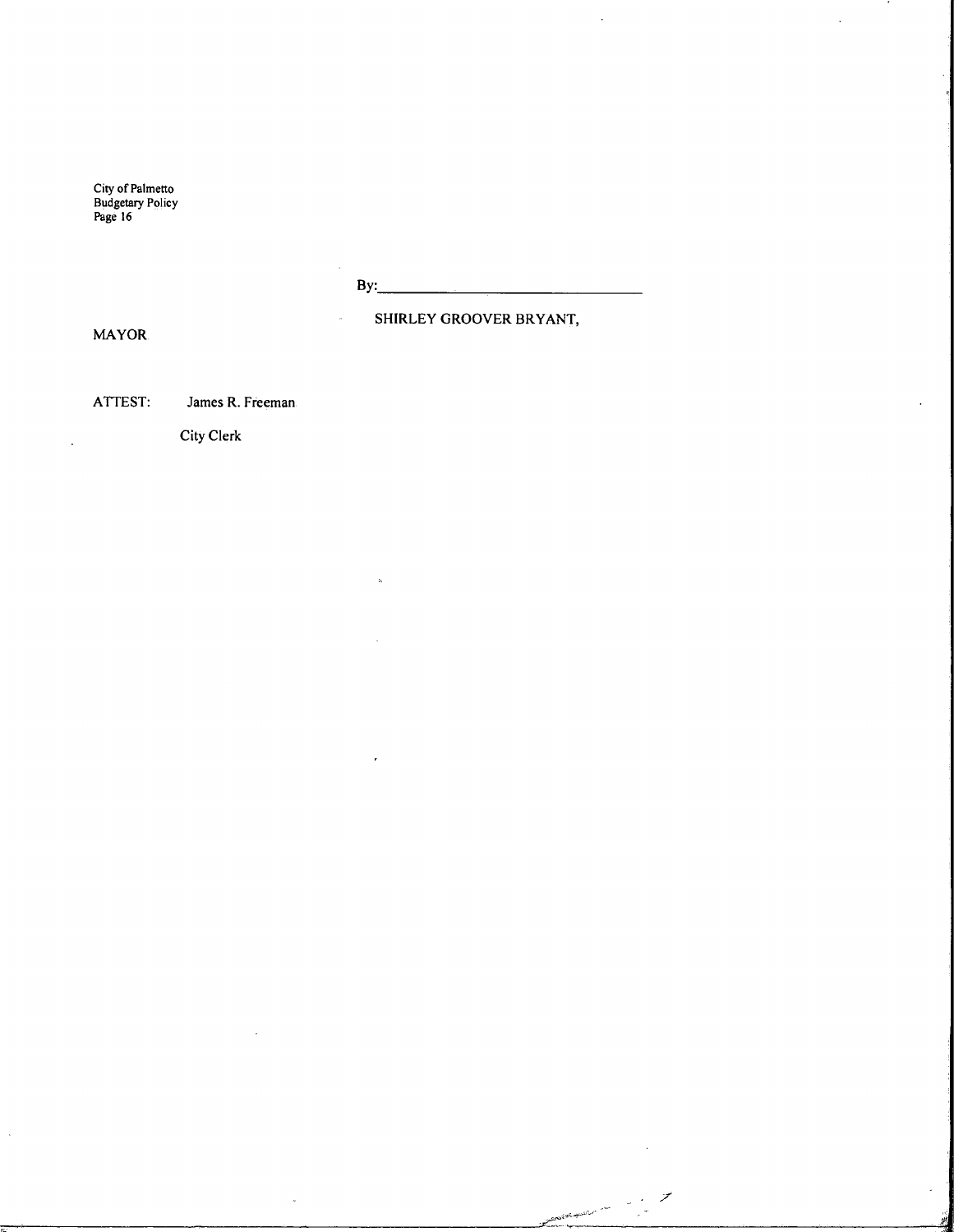By:\_\_\_\_\_\_\_\_\_\_\_\_\_\_\_\_\_\_\_\_\_\_\_\_\_\_\_\_\_\_\_\_

SHIRLEY GROOVER BRYANT,

MAYOR

ATTEST: James R. Freeman

City Clerk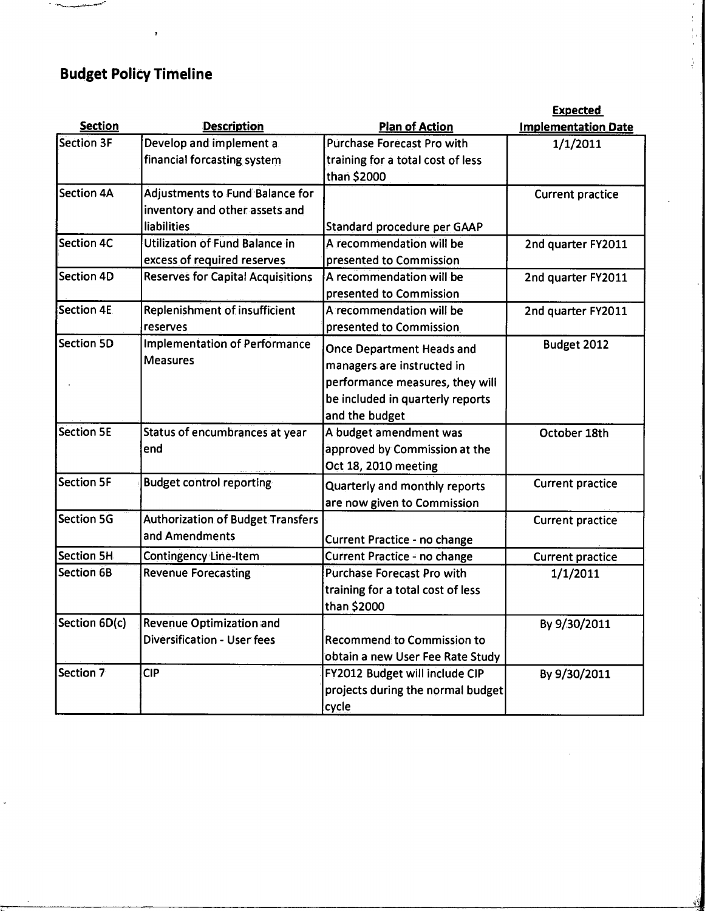## Budget Policy Timeline

| Section | Description | Plan of Action | Expected Implementation Date |
|---|---|---|---|
| Section 3F | Develop and implement a financial forcasting system | Purchase Forecast Pro with training for a total cost of less than $2000 | 1/1/2011 |
| Section 4A | Adjustments to Fund Balance for inventory and other assets and liabilities | Standard procedure per GAAP | Current practice |
| Section 4C | Utilization of Fund Balance in excess of required reserves | A recommendation will be presented to Commission | 2nd quarter FY2011 |
| Section 4D | Reserves for Capital Acquisitions | A recommendation will be presented to Commission | 2nd quarter FY2011 |
| Section 4E | Replenishment of insufficient reserves | A recommendation will be presented to Commission | 2nd quarter FY2011 |
| Section 5D | Implementation of Performance Measures | Once Department Heads and managers are instructed in performance measures, they will be included in quarterly reports and the budget | Budget 2012 |
| Section 5E | Status of encumbrances at year end | A budget amendment was approved by Commission at the Oct 18, 2010 meeting | October 18th |
| Section 5F | Budget control reporting | Quarterly and monthly reports are now given to Commission | Current practice |
| Section 5G | Authorization of Budget Transfers and Amendments | Current Practice - no change | Current practice |
| Section 5H | Contingency Line-Item | Current Practice - no change | Current practice |
| Section 6B | Revenue Forecasting | Purchase Forecast Pro with training for a total cost of less than $2000 | 1/1/2011 |
| Section 6D(c) | Revenue Optimization and Diversification - User fees | Recommend to Commission to obtain a new User Fee Rate Study | By 9/30/2011 |
| Section 7 | CIP | FY2012 Budget will include CIP projects during the normal budget cycle | By 9/30/2011 |